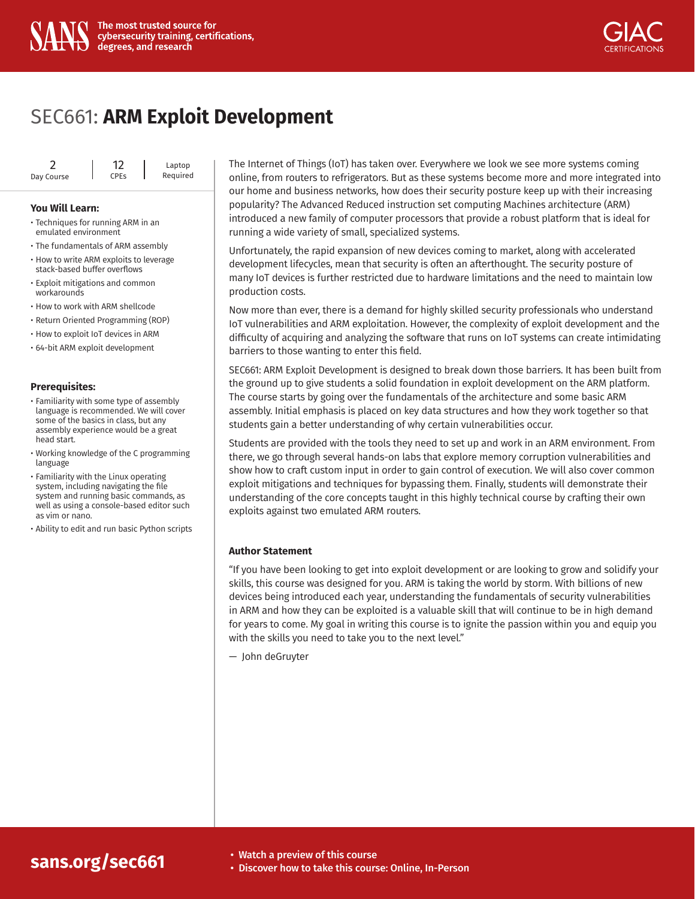The most trusted source for cybersecurity training, certifications, degrees, and research

# SEC661: **ARM Exploit Development**

2 Day Course | 12 CPEs | Laptop Required

### You Will Learn:

- Techniques for running ARM in an emulated environment
- The fundamentals of ARM assembly
- How to write ARM exploits to leverage stack-based buffer overflows
- Exploit mitigations and common workarounds
- How to work with ARM shellcode
- Return Oriented Programming (ROP)
- How to exploit IoT devices in ARM
- 64-bit ARM exploit development

### Prerequisites:

- Familiarity with some type of assembly language is recommended. We will cover some of the basics in class, but any assembly experience would be a great head start.
- Working knowledge of the C programming language
- Familiarity with the Linux operating system, including navigating the file system and running basic commands, as well as using a console-based editor such as vim or nano.
- Ability to edit and run basic Python scripts

The Internet of Things (IoT) has taken over. Everywhere we look we see more systems coming online, from routers to refrigerators. But as these systems become more and more integrated into our home and business networks, how does their security posture keep up with their increasing popularity? The Advanced Reduced instruction set computing Machines architecture (ARM) introduced a new family of computer processors that provide a robust platform that is ideal for running a wide variety of small, specialized systems.

Unfortunately, the rapid expansion of new devices coming to market, along with accelerated development lifecycles, mean that security is often an afterthought. The security posture of many IoT devices is further restricted due to hardware limitations and the need to maintain low production costs.

Now more than ever, there is a demand for highly skilled security professionals who understand IoT vulnerabilities and ARM exploitation. However, the complexity of exploit development and the difficulty of acquiring and analyzing the software that runs on IoT systems can create intimidating barriers to those wanting to enter this field.

SEC661: ARM Exploit Development is designed to break down those barriers. It has been built from the ground up to give students a solid foundation in exploit development on the ARM platform. The course starts by going over the fundamentals of the architecture and some basic ARM assembly. Initial emphasis is placed on key data structures and how they work together so that students gain a better understanding of why certain vulnerabilities occur.

Students are provided with the tools they need to set up and work in an ARM environment. From there, we go through several hands-on labs that explore memory corruption vulnerabilities and show how to craft custom input in order to gain control of execution. We will also cover common exploit mitigations and techniques for bypassing them. Finally, students will demonstrate their understanding of the core concepts taught in this highly technical course by crafting their own exploits against two emulated ARM routers.

### Author Statement

"If you have been looking to get into exploit development or are looking to grow and solidify your skills, this course was designed for you. ARM is taking the world by storm. With billions of new devices being introduced each year, understanding the fundamentals of security vulnerabilities in ARM and how they can be exploited is a valuable skill that will continue to be in high demand for years to come. My goal in writing this course is to ignite the passion within you and equip you with the skills you need to take you to the next level."

— John deGruyter

**sans.org/sec661**

- **Watch a preview of this course**
- **Discover how to take this course: Online, In-Person**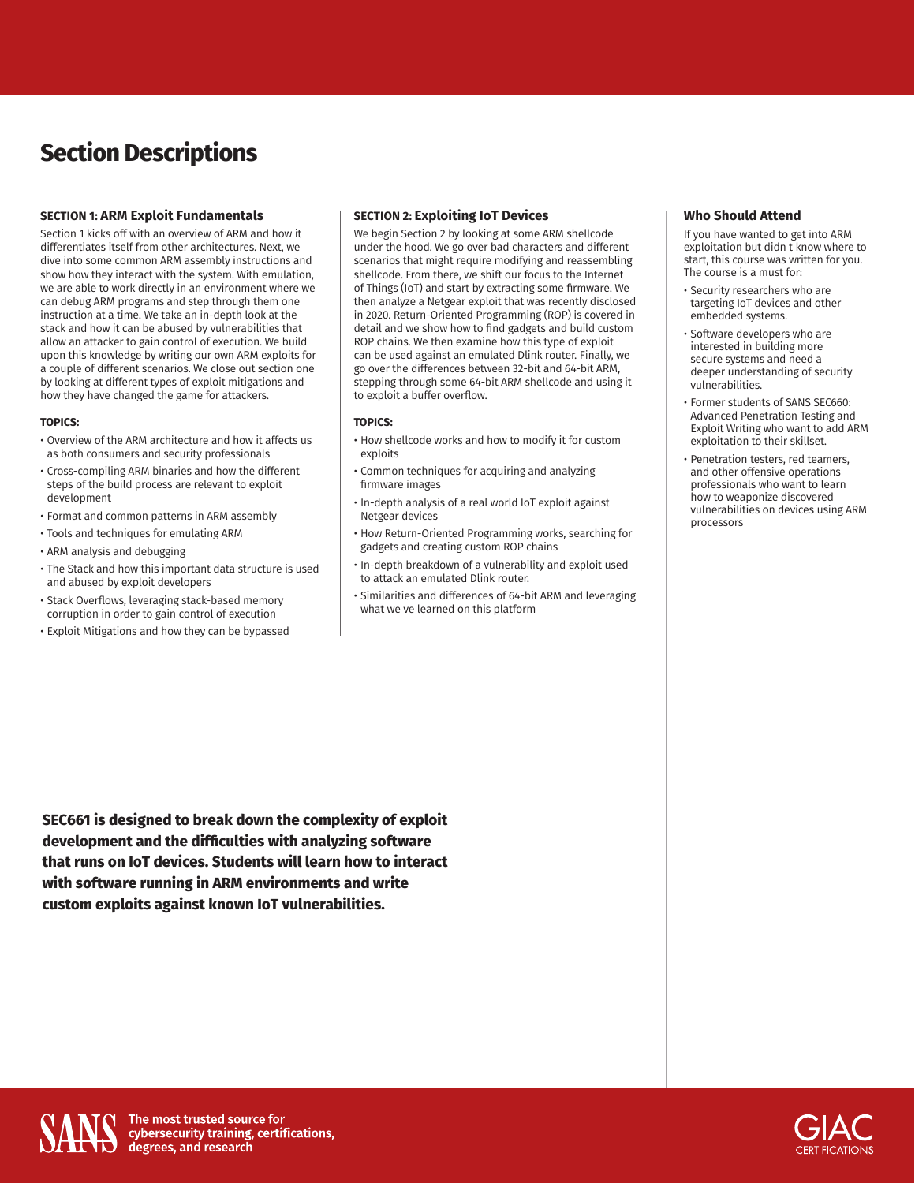# Section Descriptions

### SECTION 1: ARM Exploit Fundamentals

Section 1 kicks off with an overview of ARM and how it differentiates itself from other architectures. Next, we dive into some common ARM assembly instructions and show how they interact with the system. With emulation, we are able to work directly in an environment where we can debug ARM programs and step through them one instruction at a time. We take an in-depth look at the stack and how it can be abused by vulnerabilities that allow an attacker to gain control of execution. We build upon this knowledge by writing our own ARM exploits for a couple of different scenarios. We close out section one by looking at different types of exploit mitigations and how they have changed the game for attackers.

**TOPICS:**

- Overview of the ARM architecture and how it affects us as both consumers and security professionals
- Cross-compiling ARM binaries and how the different steps of the build process are relevant to exploit development
- Format and common patterns in ARM assembly
- Tools and techniques for emulating ARM
- ARM analysis and debugging
- The Stack and how this important data structure is used and abused by exploit developers
- Stack Overflows, leveraging stack-based memory corruption in order to gain control of execution
- Exploit Mitigations and how they can be bypassed

### SECTION 2: Exploiting IoT Devices

We begin Section 2 by looking at some ARM shellcode under the hood. We go over bad characters and different scenarios that might require modifying and reassembling shellcode. From there, we shift our focus to the Internet of Things (IoT) and start by extracting some firmware. We then analyze a Netgear exploit that was recently disclosed in 2020. Return-Oriented Programming (ROP) is covered in detail and we show how to find gadgets and build custom ROP chains. We then examine how this type of exploit can be used against an emulated Dlink router. Finally, we go over the differences between 32-bit and 64-bit ARM, stepping through some 64-bit ARM shellcode and using it to exploit a buffer overflow.

**TOPICS:**

- How shellcode works and how to modify it for custom exploits
- Common techniques for acquiring and analyzing firmware images
- In-depth analysis of a real world IoT exploit against Netgear devices
- How Return-Oriented Programming works, searching for gadgets and creating custom ROP chains
- In-depth breakdown of a vulnerability and exploit used to attack an emulated Dlink router.
- Similarities and differences of 64-bit ARM and leveraging what we ve learned on this platform

### Who Should Attend

If you have wanted to get into ARM exploitation but didn t know where to start, this course was written for you. The course is a must for:

- Security researchers who are targeting IoT devices and other embedded systems.
- Software developers who are interested in building more secure systems and need a deeper understanding of security vulnerabilities.
- Former students of SANS SEC660: Advanced Penetration Testing and Exploit Writing who want to add ARM exploitation to their skillset.
- Penetration testers, red teamers, and other offensive operations professionals who want to learn how to weaponize discovered vulnerabilities on devices using ARM processors

**SEC661 is designed to break down the complexity of exploit development and the difficulties with analyzing software that runs on IoT devices. Students will learn how to interact with software running in ARM environments and write custom exploits against known IoT vulnerabilities.**

**The most trusted source for cybersecurity training, certifications, degrees, and research**